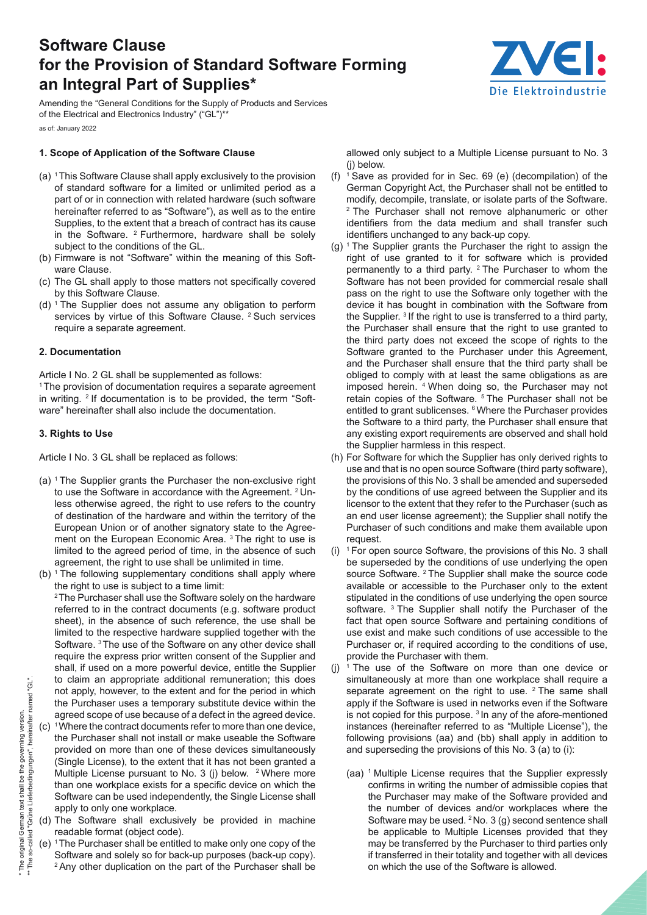# Software Clause for the Provision of Standard Software Forming an Integral Part of Supplies*

Amending the "General Conditions for the Supply of Products and Services of the Electrical and Electronics Industry" ("GL")**

as of: January 2022

### 1. Scope of Application of the Software Clause

(a) [1] This Software Clause shall apply exclusively to the provision of standard software for a limited or unlimited period as a part of or in connection with related hardware (such software hereinafter referred to as "Software"), as well as to the entire Supplies, to the extent that a breach of contract has its cause in the Software. [2] Furthermore, hardware shall be solely subject to the conditions of the GL.

(b) Firmware is not "Software" within the meaning of this Software Clause.

(c) The GL shall apply to those matters not specifically covered by this Software Clause.

(d) [1] The Supplier does not assume any obligation to perform services by virtue of this Software Clause. [2] Such services require a separate agreement.

### 2. Documentation

Article I No. 2 GL shall be supplemented as follows:

[1] The provision of documentation requires a separate agreement in writing. [2] If documentation is to be provided, the term "Software" hereinafter shall also include the documentation.

### 3. Rights to Use

Article I No. 3 GL shall be replaced as follows:

(a) [1] The Supplier grants the Purchaser the non-exclusive right to use the Software in accordance with the Agreement. [2] Unless otherwise agreed, the right to use refers to the country of destination of the hardware and within the territory of the European Union or of another signatory state to the Agreement on the European Economic Area. [3] The right to use is limited to the agreed period of time, in the absence of such agreement, the right to use shall be unlimited in time.

(b) [1] The following supplementary conditions shall apply where the right to use is subject to a time limit:
[2] The Purchaser shall use the Software solely on the hardware referred to in the contract documents (e.g. software product sheet), in the absence of such reference, the use shall be limited to the respective hardware supplied together with the Software. [3] The use of the Software on any other device shall require the express prior written consent of the Supplier and shall, if used on a more powerful device, entitle the Supplier to claim an appropriate additional remuneration; this does not apply, however, to the extent and for the period in which the Purchaser uses a temporary substitute device within the agreed scope of use because of a defect in the agreed device.

(c) [1] Where the contract documents refer to more than one device, the Purchaser shall not install or make useable the Software provided on more than one of these devices simultaneously (Single License), to the extent that it has not been granted a Multiple License pursuant to No. 3 (j) below. [2] Where more than one workplace exists for a specific device on which the Software can be used independently, the Single License shall apply to only one workplace.

(d) The Software shall exclusively be provided in machine readable format (object code).

(e) [1] The Purchaser shall be entitled to make only one copy of the Software and solely so for back-up purposes (back-up copy). [2] Any other duplication on the part of the Purchaser shall be allowed only subject to a Multiple License pursuant to No. 3 (j) below.

(f) [1] Save as provided for in Sec. 69 (e) (decompilation) of the German Copyright Act, the Purchaser shall not be entitled to modify, decompile, translate, or isolate parts of the Software. [2] The Purchaser shall not remove alphanumeric or other identifiers from the data medium and shall transfer such identifiers unchanged to any back-up copy.

(g) [1] The Supplier grants the Purchaser the right to assign the right of use granted to it for software which is provided permanently to a third party. [2] The Purchaser to whom the Software has not been provided for commercial resale shall pass on the right to use the Software only together with the device it has bought in combination with the Software from the Supplier. [3] If the right to use is transferred to a third party, the Purchaser shall ensure that the right to use granted to the third party does not exceed the scope of rights to the Software granted to the Purchaser under this Agreement, and the Purchaser shall ensure that the third party shall be obliged to comply with at least the same obligations as are imposed herein. [4] When doing so, the Purchaser may not retain copies of the Software. [5] The Purchaser shall not be entitled to grant sublicenses. [6] Where the Purchaser provides the Software to a third party, the Purchaser shall ensure that any existing export requirements are observed and shall hold the Supplier harmless in this respect.

(h) For Software for which the Supplier has only derived rights to use and that is no open source Software (third party software), the provisions of this No. 3 shall be amended and superseded by the conditions of use agreed between the Supplier and its licensor to the extent that they refer to the Purchaser (such as an end user license agreement); the Supplier shall notify the Purchaser of such conditions and make them available upon request.

(i) [1] For open source Software, the provisions of this No. 3 shall be superseded by the conditions of use underlying the open source Software. [2] The Supplier shall make the source code available or accessible to the Purchaser only to the extent stipulated in the conditions of use underlying the open source software. [3] The Supplier shall notify the Purchaser of the fact that open source Software and pertaining conditions of use exist and make such conditions of use accessible to the Purchaser or, if required according to the conditions of use, provide the Purchaser with them.

(j) [1] The use of the Software on more than one device or simultaneously at more than one workplace shall require a separate agreement on the right to use. [2] The same shall apply if the Software is used in networks even if the Software is not copied for this purpose. [3] In any of the afore-mentioned instances (hereinafter referred to as "Multiple License"), the following provisions (aa) and (bb) shall apply in addition to and superseding the provisions of this No. 3 (a) to (i):

(aa) [1] Multiple License requires that the Supplier expressly confirms in writing the number of admissible copies that the Purchaser may make of the Software provided and the number of devices and/or workplaces where the Software may be used. [2] No. 3 (g) second sentence shall be applicable to Multiple Licenses provided that they may be transferred by the Purchaser to third parties only if transferred in their totality and together with all devices on which the use of the Software is allowed.

\* The original German text shall be the governing version.
\*\* The so-called "Grüne Lieferbedingungen", hereinafter named "GL".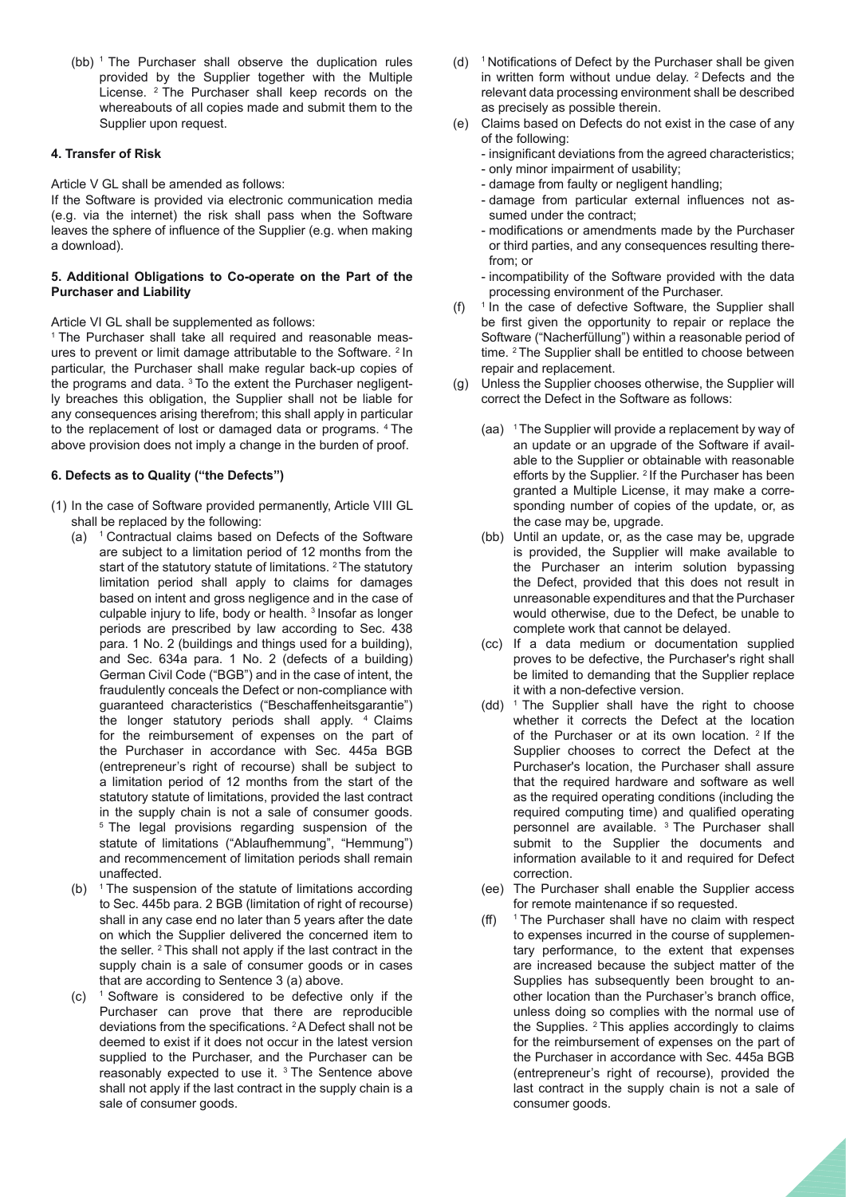(bb) [1] The Purchaser shall observe the duplication rules provided by the Supplier together with the Multiple License. [2] The Purchaser shall keep records on the whereabouts of all copies made and submit them to the Supplier upon request.

#### 4. Transfer of Risk

Article V GL shall be amended as follows:

If the Software is provided via electronic communication media (e.g. via the internet) the risk shall pass when the Software leaves the sphere of influence of the Supplier (e.g. when making a download).

#### 5. Additional Obligations to Co-operate on the Part of the Purchaser and Liability

Article VI GL shall be supplemented as follows:

[1] The Purchaser shall take all required and reasonable measures to prevent or limit damage attributable to the Software. [2] In particular, the Purchaser shall make regular back-up copies of the programs and data. [3] To the extent the Purchaser negligently breaches this obligation, the Supplier shall not be liable for any consequences arising therefrom; this shall apply in particular to the replacement of lost or damaged data or programs. [4] The above provision does not imply a change in the burden of proof.

#### 6. Defects as to Quality ("the Defects")

(1) In the case of Software provided permanently, Article VIII GL shall be replaced by the following:

(a) [1] Contractual claims based on Defects of the Software are subject to a limitation period of 12 months from the start of the statutory statute of limitations. [2] The statutory limitation period shall apply to claims for damages based on intent and gross negligence and in the case of culpable injury to life, body or health. [3] Insofar as longer periods are prescribed by law according to Sec. 438 para. 1 No. 2 (buildings and things used for a building), and Sec. 634a para. 1 No. 2 (defects of a building) German Civil Code ("BGB") and in the case of intent, the fraudulently conceals the Defect or non-compliance with guaranteed characteristics ("Beschaffenheitsgarantie") the longer statutory periods shall apply. [4] Claims for the reimbursement of expenses on the part of the Purchaser in accordance with Sec. 445a BGB (entrepreneur's right of recourse) shall be subject to a limitation period of 12 months from the start of the statutory statute of limitations, provided the last contract in the supply chain is not a sale of consumer goods. [5] The legal provisions regarding suspension of the statute of limitations ("Ablaufhemmung", "Hemmung") and recommencement of limitation periods shall remain unaffected.

(b) [1] The suspension of the statute of limitations according to Sec. 445b para. 2 BGB (limitation of right of recourse) shall in any case end no later than 5 years after the date on which the Supplier delivered the concerned item to the seller. [2] This shall not apply if the last contract in the supply chain is a sale of consumer goods or in cases that are according to Sentence 3 (a) above.

(c) [1] Software is considered to be defective only if the Purchaser can prove that there are reproducible deviations from the specifications. [2] A Defect shall not be deemed to exist if it does not occur in the latest version supplied to the Purchaser, and the Purchaser can be reasonably expected to use it. [3] The Sentence above shall not apply if the last contract in the supply chain is a sale of consumer goods.

(d) [1] Notifications of Defect by the Purchaser shall be given in written form without undue delay. [2] Defects and the relevant data processing environment shall be described as precisely as possible therein.

(e) Claims based on Defects do not exist in the case of any of the following:
- insignificant deviations from the agreed characteristics;
- only minor impairment of usability;
- damage from faulty or negligent handling;
- damage from particular external influences not assumed under the contract;
- modifications or amendments made by the Purchaser or third parties, and any consequences resulting therefrom; or
- incompatibility of the Software provided with the data processing environment of the Purchaser.

(f) [1] In the case of defective Software, the Supplier shall be first given the opportunity to repair or replace the Software ("Nacherfüllung") within a reasonable period of time. [2] The Supplier shall be entitled to choose between repair and replacement.

(g) Unless the Supplier chooses otherwise, the Supplier will correct the Defect in the Software as follows:

(aa) [1] The Supplier will provide a replacement by way of an update or an upgrade of the Software if available to the Supplier or obtainable with reasonable efforts by the Supplier. [2] If the Purchaser has been granted a Multiple License, it may make a corresponding number of copies of the update, or, as the case may be, upgrade.

(bb) Until an update, or, as the case may be, upgrade is provided, the Supplier will make available to the Purchaser an interim solution bypassing the Defect, provided that this does not result in unreasonable expenditures and that the Purchaser would otherwise, due to the Defect, be unable to complete work that cannot be delayed.

(cc) If a data medium or documentation supplied proves to be defective, the Purchaser's right shall be limited to demanding that the Supplier replace it with a non-defective version.

(dd) [1] The Supplier shall have the right to choose whether it corrects the Defect at the location of the Purchaser or at its own location. [2] If the Supplier chooses to correct the Defect at the Purchaser's location, the Purchaser shall assure that the required hardware and software as well as the required operating conditions (including the required computing time) and qualified operating personnel are available. [3] The Purchaser shall submit to the Supplier the documents and information available to it and required for Defect correction.

(ee) The Purchaser shall enable the Supplier access for remote maintenance if so requested.

(ff) [1] The Purchaser shall have no claim with respect to expenses incurred in the course of supplementary performance, to the extent that expenses are increased because the subject matter of the Supplies has subsequently been brought to another location than the Purchaser's branch office, unless doing so complies with the normal use of the Supplies. [2] This applies accordingly to claims for the reimbursement of expenses on the part of the Purchaser in accordance with Sec. 445a BGB (entrepreneur's right of recourse), provided the last contract in the supply chain is not a sale of consumer goods.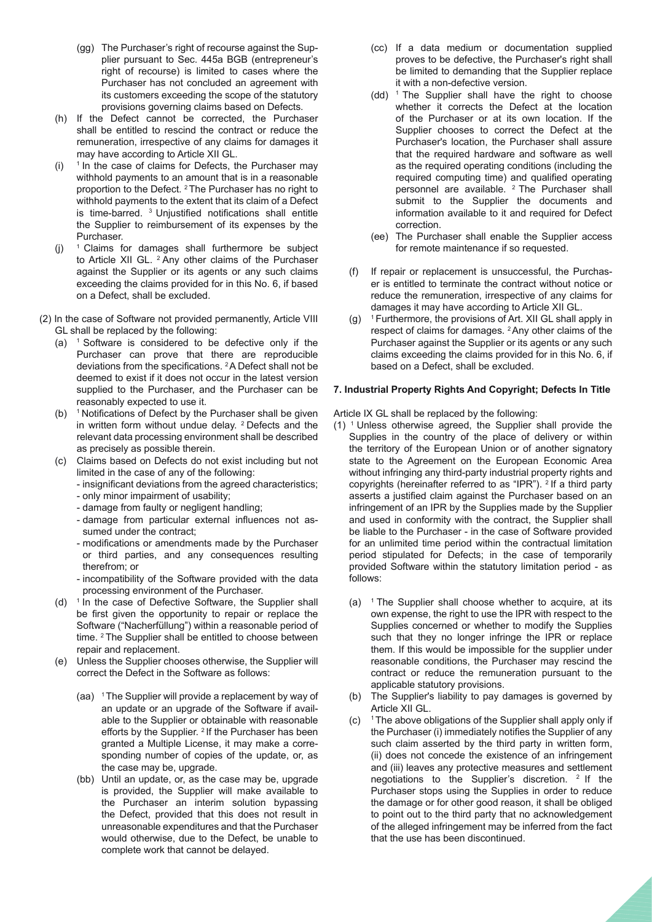(gg) The Purchaser's right of recourse against the Supplier pursuant to Sec. 445a BGB (entrepreneur's right of recourse) is limited to cases where the Purchaser has not concluded an agreement with its customers exceeding the scope of the statutory provisions governing claims based on Defects.

(h) If the Defect cannot be corrected, the Purchaser shall be entitled to rescind the contract or reduce the remuneration, irrespective of any claims for damages it may have according to Article XII GL.

(i) [1] In the case of claims for Defects, the Purchaser may withhold payments to an amount that is in a reasonable proportion to the Defect. [2] The Purchaser has no right to withhold payments to the extent that its claim of a Defect is time-barred. [3] Unjustified notifications shall entitle the Supplier to reimbursement of its expenses by the Purchaser.

(j) [1] Claims for damages shall furthermore be subject to Article XII GL. [2] Any other claims of the Purchaser against the Supplier or its agents or any such claims exceeding the claims provided for in this No. 6, if based on a Defect, shall be excluded.

(2) In the case of Software not provided permanently, Article VIII GL shall be replaced by the following:

(a) [1] Software is considered to be defective only if the Purchaser can prove that there are reproducible deviations from the specifications. [2] A Defect shall not be deemed to exist if it does not occur in the latest version supplied to the Purchaser, and the Purchaser can be reasonably expected to use it.

(b) [1] Notifications of Defect by the Purchaser shall be given in written form without undue delay. [2] Defects and the relevant data processing environment shall be described as precisely as possible therein.

(c) Claims based on Defects do not exist including but not limited in the case of any of the following:
- insignificant deviations from the agreed characteristics;
- only minor impairment of usability;
- damage from faulty or negligent handling;
- damage from particular external influences not assumed under the contract;
- modifications or amendments made by the Purchaser or third parties, and any consequences resulting therefrom; or
- incompatibility of the Software provided with the data processing environment of the Purchaser.

(d) [1] In the case of Defective Software, the Supplier shall be first given the opportunity to repair or replace the Software ("Nacherfüllung") within a reasonable period of time. [2] The Supplier shall be entitled to choose between repair and replacement.

(e) Unless the Supplier chooses otherwise, the Supplier will correct the Defect in the Software as follows:

(aa) [1] The Supplier will provide a replacement by way of an update or an upgrade of the Software if available to the Supplier or obtainable with reasonable efforts by the Supplier. [2] If the Purchaser has been granted a Multiple License, it may make a corresponding number of copies of the update, or, as the case may be, upgrade.

(bb) Until an update, or, as the case may be, upgrade is provided, the Supplier will make available to the Purchaser an interim solution bypassing the Defect, provided that this does not result in unreasonable expenditures and that the Purchaser would otherwise, due to the Defect, be unable to complete work that cannot be delayed.

(cc) If a data medium or documentation supplied proves to be defective, the Purchaser's right shall be limited to demanding that the Supplier replace it with a non-defective version.

(dd) [1] The Supplier shall have the right to choose whether it corrects the Defect at the location of the Purchaser or at its own location. If the Supplier chooses to correct the Defect at the Purchaser's location, the Purchaser shall assure that the required hardware and software as well as the required operating conditions (including the required computing time) and qualified operating personnel are available. [2] The Purchaser shall submit to the Supplier the documents and information available to it and required for Defect correction.

(ee) The Purchaser shall enable the Supplier access for remote maintenance if so requested.

(f) If repair or replacement is unsuccessful, the Purchaser is entitled to terminate the contract without notice or reduce the remuneration, irrespective of any claims for damages it may have according to Article XII GL.

(g) [1] Furthermore, the provisions of Art. XII GL shall apply in respect of claims for damages. [2] Any other claims of the Purchaser against the Supplier or its agents or any such claims exceeding the claims provided for in this No. 6, if based on a Defect, shall be excluded.

**7. Industrial Property Rights And Copyright; Defects In Title**

Article IX GL shall be replaced by the following:

(1) [1] Unless otherwise agreed, the Supplier shall provide the Supplies in the country of the place of delivery or within the territory of the European Union or of another signatory state to the Agreement on the European Economic Area without infringing any third-party industrial property rights and copyrights (hereinafter referred to as "IPR"). [2] If a third party asserts a justified claim against the Purchaser based on an infringement of an IPR by the Supplies made by the Supplier and used in conformity with the contract, the Supplier shall be liable to the Purchaser - in the case of Software provided for an unlimited time period within the contractual limitation period stipulated for Defects; in the case of temporarily provided Software within the statutory limitation period - as follows:

(a) [1] The Supplier shall choose whether to acquire, at its own expense, the right to use the IPR with respect to the Supplies concerned or whether to modify the Supplies such that they no longer infringe the IPR or replace them. If this would be impossible for the supplier under reasonable conditions, the Purchaser may rescind the contract or reduce the remuneration pursuant to the applicable statutory provisions.

(b) The Supplier's liability to pay damages is governed by Article XII GL.

(c) [1] The above obligations of the Supplier shall apply only if the Purchaser (i) immediately notifies the Supplier of any such claim asserted by the third party in written form, (ii) does not concede the existence of an infringement and (iii) leaves any protective measures and settlement negotiations to the Supplier's discretion. [2] If the Purchaser stops using the Supplies in order to reduce the damage or for other good reason, it shall be obliged to point out to the third party that no acknowledgement of the alleged infringement may be inferred from the fact that the use has been discontinued.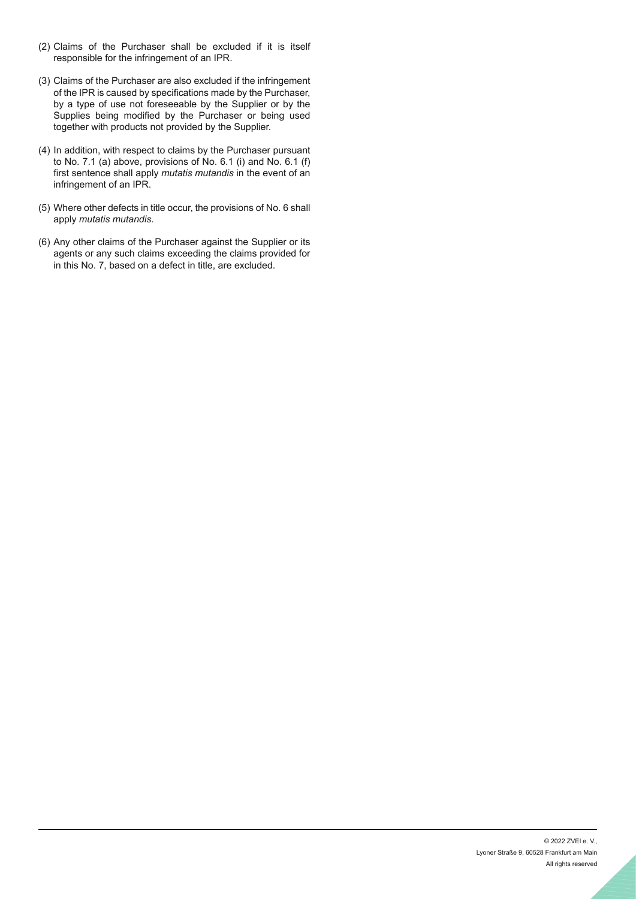(2) Claims of the Purchaser shall be excluded if it is itself responsible for the infringement of an IPR.

(3) Claims of the Purchaser are also excluded if the infringement of the IPR is caused by specifications made by the Purchaser, by a type of use not foreseeable by the Supplier or by the Supplies being modified by the Purchaser or being used together with products not provided by the Supplier.

(4) In addition, with respect to claims by the Purchaser pursuant to No. 7.1 (a) above, provisions of No. 6.1 (i) and No. 6.1 (f) first sentence shall apply *mutatis mutandis* in the event of an infringement of an IPR.

(5) Where other defects in title occur, the provisions of No. 6 shall apply *mutatis mutandis*.

(6) Any other claims of the Purchaser against the Supplier or its agents or any such claims exceeding the claims provided for in this No. 7, based on a defect in title, are excluded.

© 2022 ZVEI e. V.,
Lyoner Straße 9, 60528 Frankfurt am Main
All rights reserved